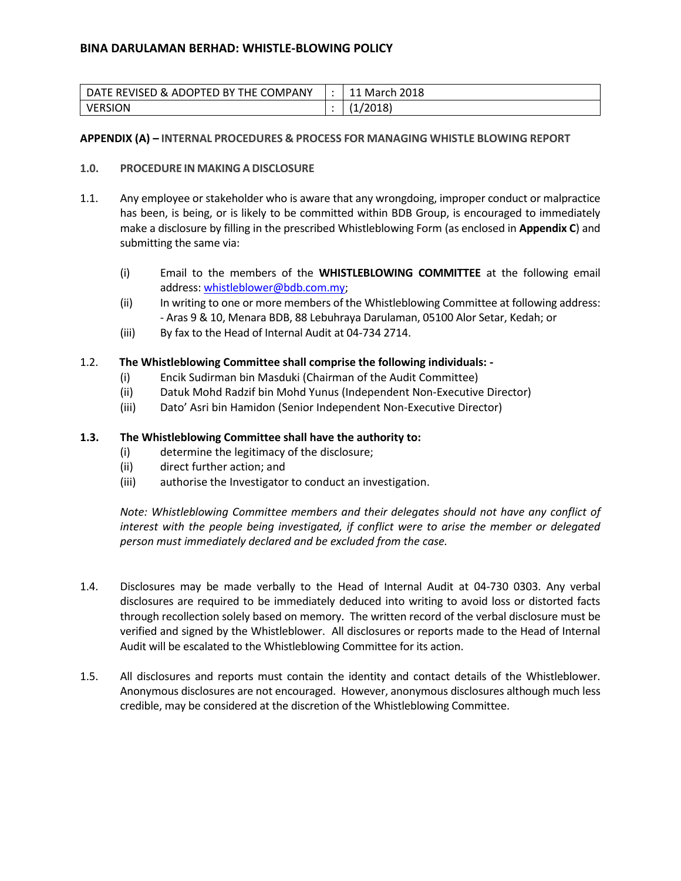# BINA DARULAMAN BERHAD: WHISTLE-BLOWING POLICY

| DATE REVISED & ADOPTED BY THE COMPANY | : | 11 March 2018 |
|---|---|---|
| VERSION | : | (1/2018) |

**APPENDIX (A) – INTERNAL PROCEDURES & PROCESS FOR MANAGING WHISTLE BLOWING REPORT**

**1.0. PROCEDURE IN MAKING A DISCLOSURE**

1.1. Any employee or stakeholder who is aware that any wrongdoing, improper conduct or malpractice has been, is being, or is likely to be committed within BDB Group, is encouraged to immediately make a disclosure by filling in the prescribed Whistleblowing Form (as enclosed in **Appendix C**) and submitting the same via:

(i) Email to the members of the **WHISTLEBLOWING COMMITTEE** at the following email address: whistleblower@bdb.com.my;

(ii) In writing to one or more members of the Whistleblowing Committee at following address: - Aras 9 & 10, Menara BDB, 88 Lebuhraya Darulaman, 05100 Alor Setar, Kedah; or

(iii) By fax to the Head of Internal Audit at 04-734 2714.

1.2. **The Whistleblowing Committee shall comprise the following individuals: -**

(i) Encik Sudirman bin Masduki (Chairman of the Audit Committee)

(ii) Datuk Mohd Radzif bin Mohd Yunus (Independent Non-Executive Director)

(iii) Dato' Asri bin Hamidon (Senior Independent Non-Executive Director)

**1.3. The Whistleblowing Committee shall have the authority to:**

(i) determine the legitimacy of the disclosure;

(ii) direct further action; and

(iii) authorise the Investigator to conduct an investigation.

*Note: Whistleblowing Committee members and their delegates should not have any conflict of interest with the people being investigated, if conflict were to arise the member or delegated person must immediately declared and be excluded from the case.*

1.4. Disclosures may be made verbally to the Head of Internal Audit at 04-730 0303. Any verbal disclosures are required to be immediately deduced into writing to avoid loss or distorted facts through recollection solely based on memory. The written record of the verbal disclosure must be verified and signed by the Whistleblower. All disclosures or reports made to the Head of Internal Audit will be escalated to the Whistleblowing Committee for its action.

1.5. All disclosures and reports must contain the identity and contact details of the Whistleblower. Anonymous disclosures are not encouraged. However, anonymous disclosures although much less credible, may be considered at the discretion of the Whistleblowing Committee.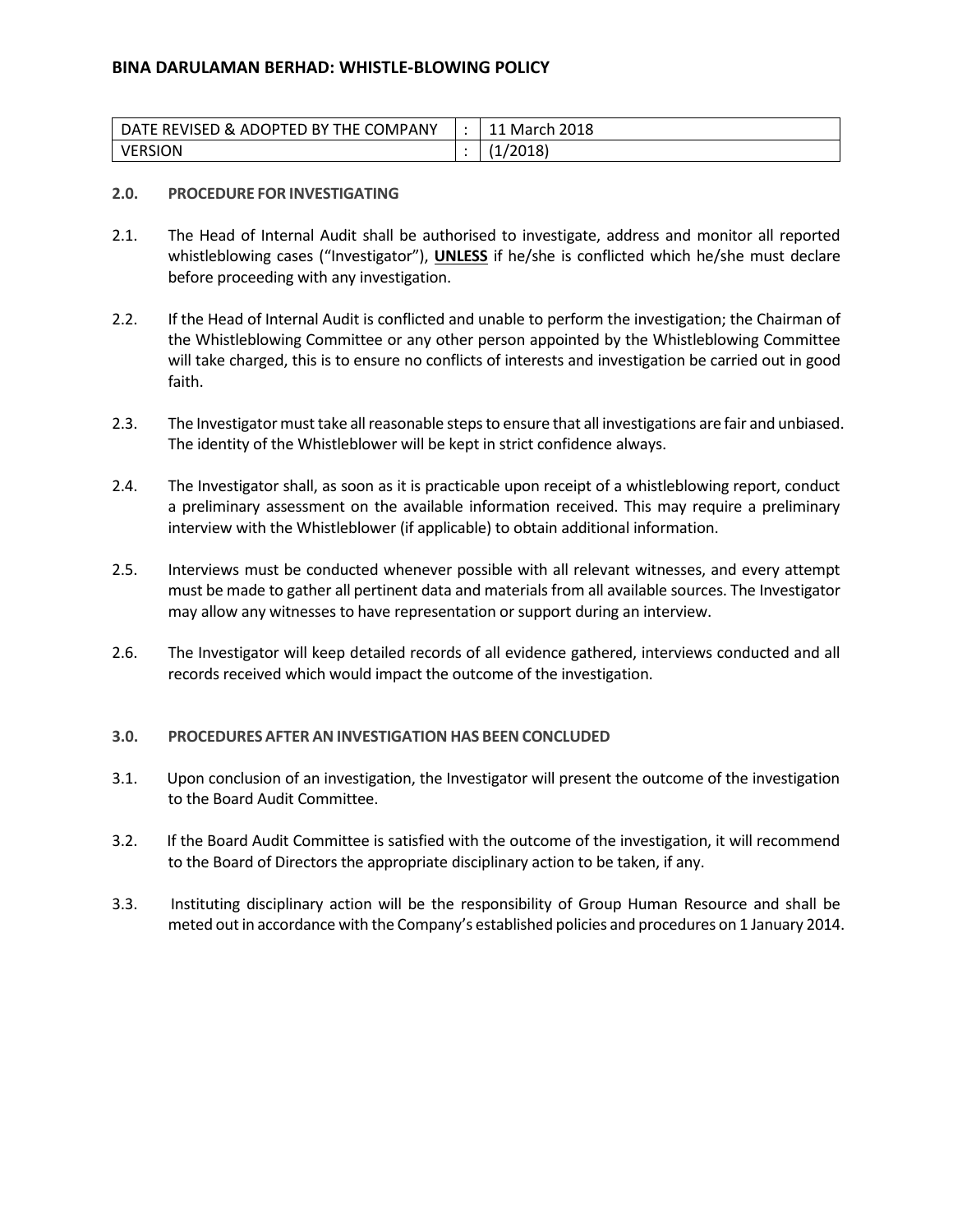| DATE REVISED & ADOPTED BY THE COMPANY | : | 11 March 2018 |
|---|---|---|
| VERSION | : | (1/2018) |

### 2.0. PROCEDURE FOR INVESTIGATING

2.1. The Head of Internal Audit shall be authorised to investigate, address and monitor all reported whistleblowing cases ("Investigator"), **UNLESS** if he/she is conflicted which he/she must declare before proceeding with any investigation.

2.2. If the Head of Internal Audit is conflicted and unable to perform the investigation; the Chairman of the Whistleblowing Committee or any other person appointed by the Whistleblowing Committee will take charged, this is to ensure no conflicts of interests and investigation be carried out in good faith.

2.3. The Investigator must take all reasonable steps to ensure that all investigations are fair and unbiased. The identity of the Whistleblower will be kept in strict confidence always.

2.4. The Investigator shall, as soon as it is practicable upon receipt of a whistleblowing report, conduct a preliminary assessment on the available information received. This may require a preliminary interview with the Whistleblower (if applicable) to obtain additional information.

2.5. Interviews must be conducted whenever possible with all relevant witnesses, and every attempt must be made to gather all pertinent data and materials from all available sources. The Investigator may allow any witnesses to have representation or support during an interview.

2.6. The Investigator will keep detailed records of all evidence gathered, interviews conducted and all records received which would impact the outcome of the investigation.

### 3.0. PROCEDURES AFTER AN INVESTIGATION HAS BEEN CONCLUDED

3.1. Upon conclusion of an investigation, the Investigator will present the outcome of the investigation to the Board Audit Committee.

3.2. If the Board Audit Committee is satisfied with the outcome of the investigation, it will recommend to the Board of Directors the appropriate disciplinary action to be taken, if any.

3.3. Instituting disciplinary action will be the responsibility of Group Human Resource and shall be meted out in accordance with the Company's established policies and procedures on 1 January 2014.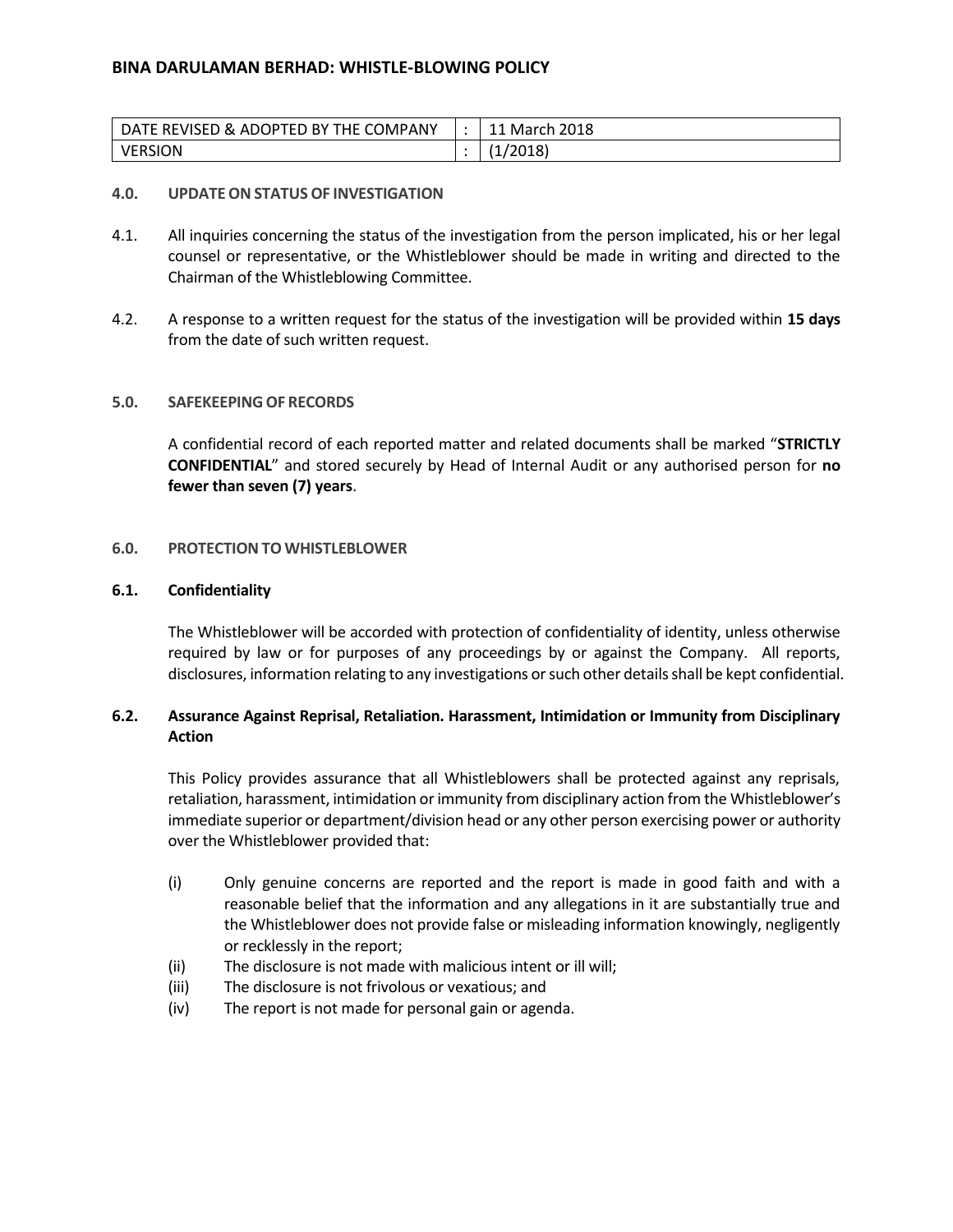| DATE REVISED & ADOPTED BY THE COMPANY | : | 11 March 2018 |
|---|---|---|
| VERSION | : | (1/2018) |

### 4.0. UPDATE ON STATUS OF INVESTIGATION

4.1. All inquiries concerning the status of the investigation from the person implicated, his or her legal counsel or representative, or the Whistleblower should be made in writing and directed to the Chairman of the Whistleblowing Committee.

4.2. A response to a written request for the status of the investigation will be provided within **15 days** from the date of such written request.

### 5.0. SAFEKEEPING OF RECORDS

A confidential record of each reported matter and related documents shall be marked "**STRICTLY CONFIDENTIAL**" and stored securely by Head of Internal Audit or any authorised person for **no fewer than seven (7) years**.

### 6.0. PROTECTION TO WHISTLEBLOWER

#### 6.1. Confidentiality

The Whistleblower will be accorded with protection of confidentiality of identity, unless otherwise required by law or for purposes of any proceedings by or against the Company. All reports, disclosures, information relating to any investigations or such other details shall be kept confidential.

#### 6.2. Assurance Against Reprisal, Retaliation. Harassment, Intimidation or Immunity from Disciplinary Action

This Policy provides assurance that all Whistleblowers shall be protected against any reprisals, retaliation, harassment, intimidation or immunity from disciplinary action from the Whistleblower's immediate superior or department/division head or any other person exercising power or authority over the Whistleblower provided that:

(i) Only genuine concerns are reported and the report is made in good faith and with a reasonable belief that the information and any allegations in it are substantially true and the Whistleblower does not provide false or misleading information knowingly, negligently or recklessly in the report;
(ii) The disclosure is not made with malicious intent or ill will;
(iii) The disclosure is not frivolous or vexatious; and
(iv) The report is not made for personal gain or agenda.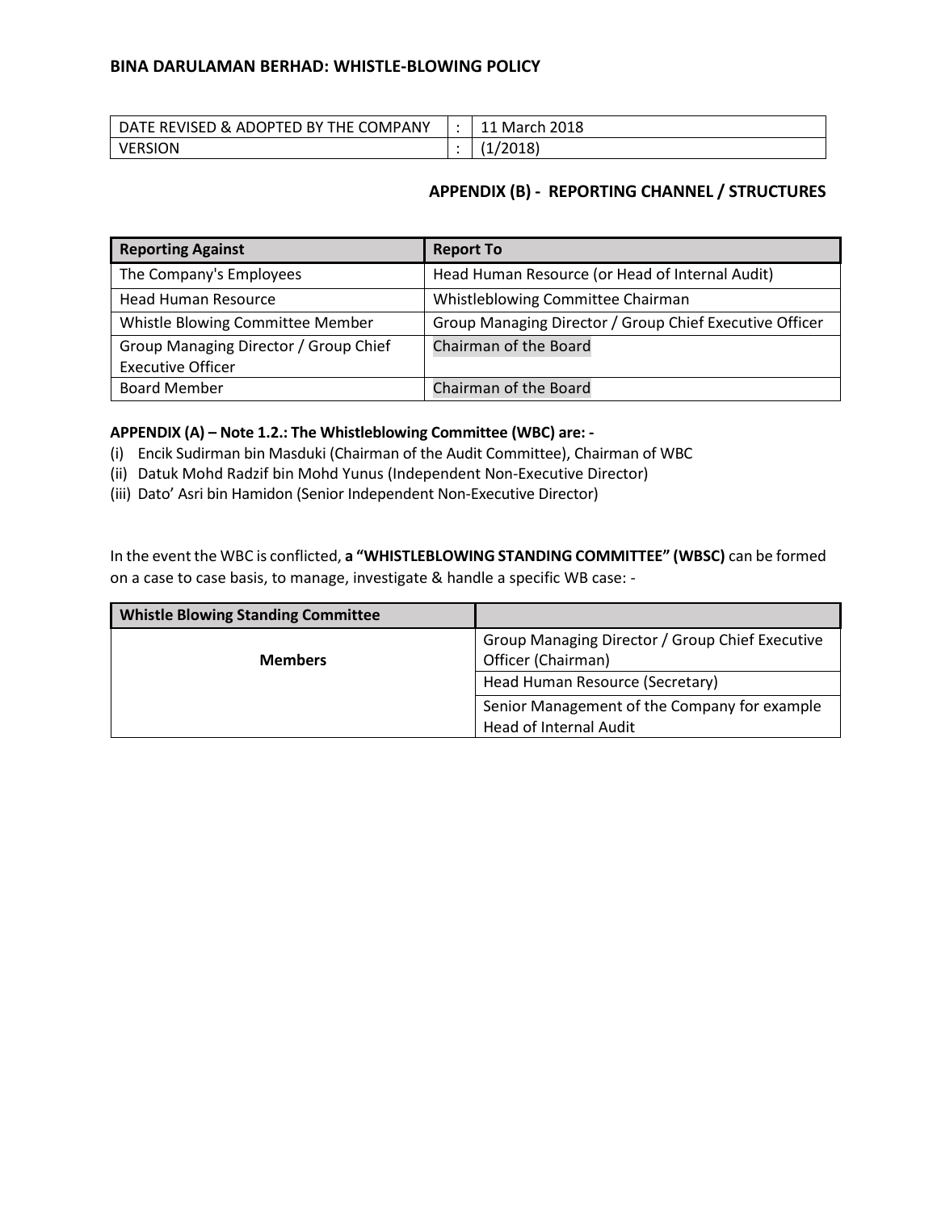| DATE REVISED & ADOPTED BY THE COMPANY | : | 11 March 2018 |
| --- | --- | --- |
| VERSION | : | (1/2018) |

## APPENDIX (B) - REPORTING CHANNEL / STRUCTURES

| Reporting Against | Report To |
| --- | --- |
| The Company's Employees | Head Human Resource (or Head of Internal Audit) |
| Head Human Resource | Whistleblowing Committee Chairman |
| Whistle Blowing Committee Member | Group Managing Director / Group Chief Executive Officer |
| Group Managing Director / Group Chief Executive Officer | Chairman of the Board |
| Board Member | Chairman of the Board |

**APPENDIX (A) – Note 1.2.: The Whistleblowing Committee (WBC) are: -**

(i) Encik Sudirman bin Masduki (Chairman of the Audit Committee), Chairman of WBC
(ii) Datuk Mohd Radzif bin Mohd Yunus (Independent Non-Executive Director)
(iii) Dato' Asri bin Hamidon (Senior Independent Non-Executive Director)

In the event the WBC is conflicted, **a "WHISTLEBLOWING STANDING COMMITTEE" (WBSC)** can be formed on a case to case basis, to manage, investigate & handle a specific WB case: -

| Whistle Blowing Standing Committee | |
| --- | --- |
| **Members** | Group Managing Director / Group Chief Executive Officer (Chairman) |
| | Head Human Resource (Secretary) |
| | Senior Management of the Company for example Head of Internal Audit |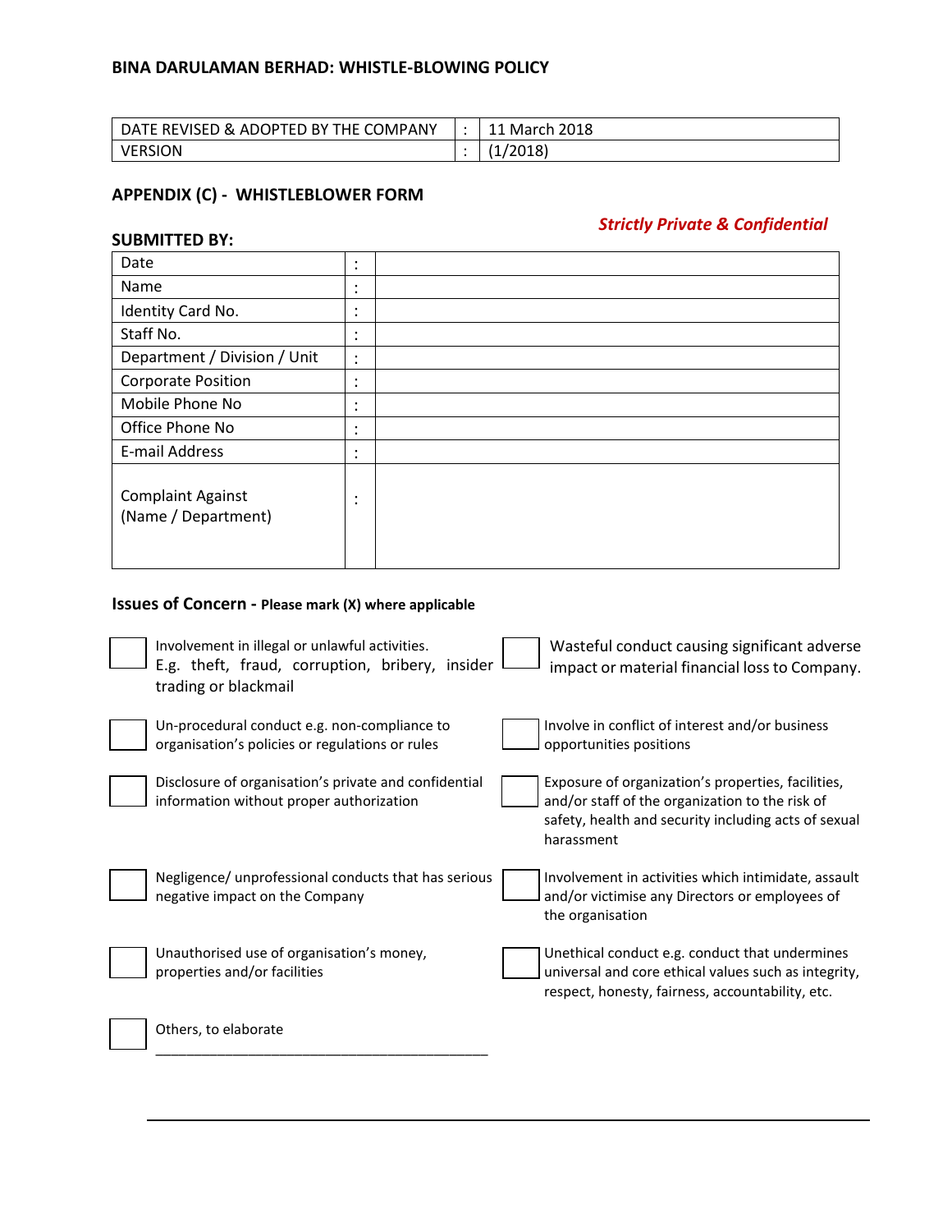## BINA DARULAMAN BERHAD: WHISTLE-BLOWING POLICY

| DATE REVISED & ADOPTED BY THE COMPANY | : | 11 March 2018 |
|---|---|---|
| VERSION | : | (1/2018) |

### APPENDIX (C) - WHISTLEBLOWER FORM

***Strictly Private & Confidential***

**SUBMITTED BY:**

| Date | : | |
|---|---|---|
| Name | : | |
| Identity Card No. | : | |
| Staff No. | : | |
| Department / Division / Unit | : | |
| Corporate Position | : | |
| Mobile Phone No | : | |
| Office Phone No | : | |
| E-mail Address | : | |
| Complaint Against (Name / Department) | : | |

**Issues of Concern - Please mark (X) where applicable**

- [ ] Involvement in illegal or unlawful activities. E.g. theft, fraud, corruption, bribery, insider trading or blackmail
- [ ] Wasteful conduct causing significant adverse impact or material financial loss to Company.
- [ ] Un-procedural conduct e.g. non-compliance to organisation's policies or regulations or rules
- [ ] Involve in conflict of interest and/or business opportunities positions
- [ ] Disclosure of organisation's private and confidential information without proper authorization
- [ ] Exposure of organization's properties, facilities, and/or staff of the organization to the risk of safety, health and security including acts of sexual harassment
- [ ] Negligence/ unprofessional conducts that has serious negative impact on the Company
- [ ] Involvement in activities which intimidate, assault and/or victimise any Directors or employees of the organisation
- [ ] Unauthorised use of organisation's money, properties and/or facilities
- [ ] Unethical conduct e.g. conduct that undermines universal and core ethical values such as integrity, respect, honesty, fairness, accountability, etc.
- [ ] Others, to elaborate ___________________________________________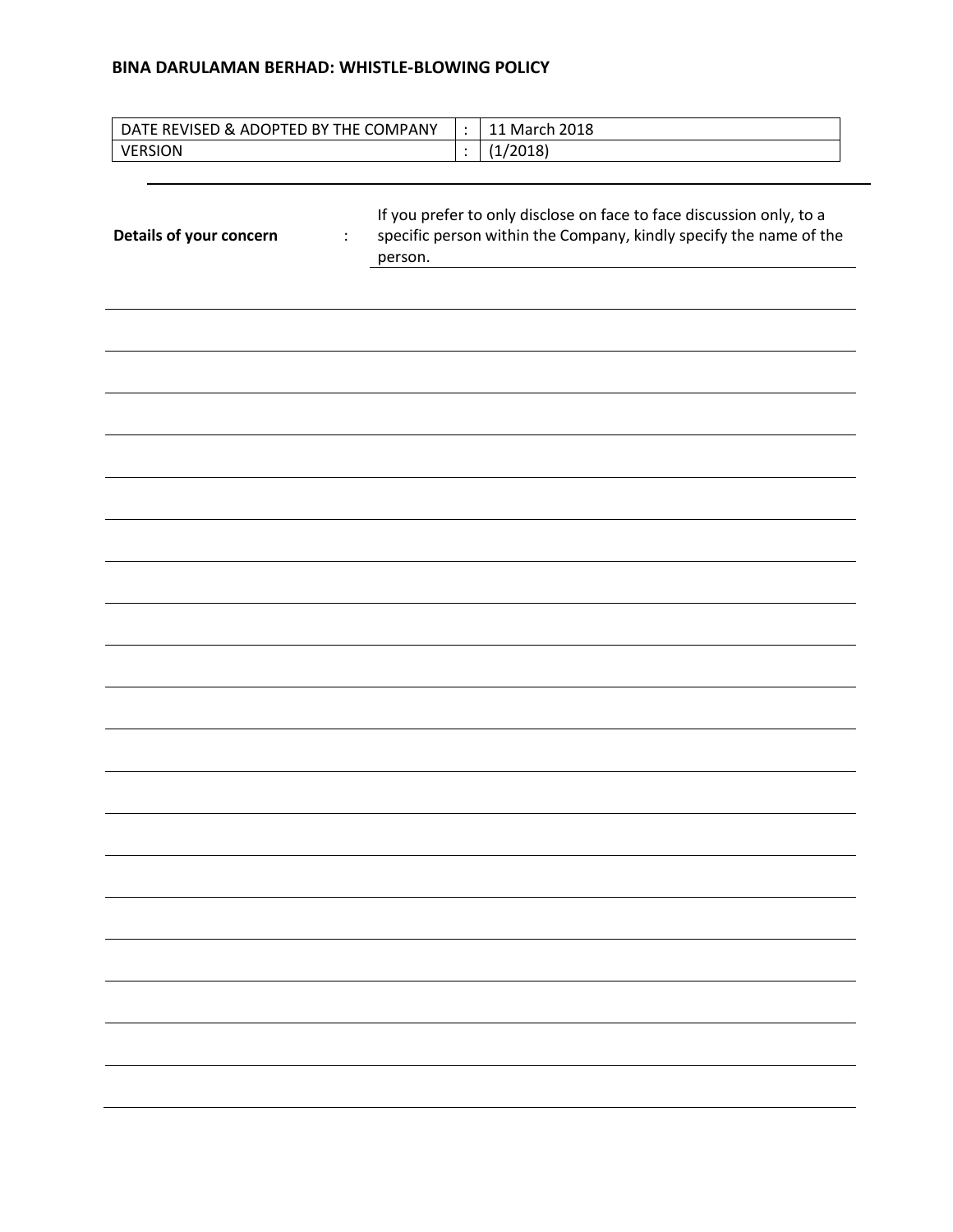| DATE REVISED & ADOPTED BY THE COMPANY | : | 11 March 2018 |
| --- | --- | --- |
| VERSION | : | (1/2018) |

---

**Details of your concern** : If you prefer to only disclose on face to face discussion only, to a specific person within the Company, kindly specify the name of the person.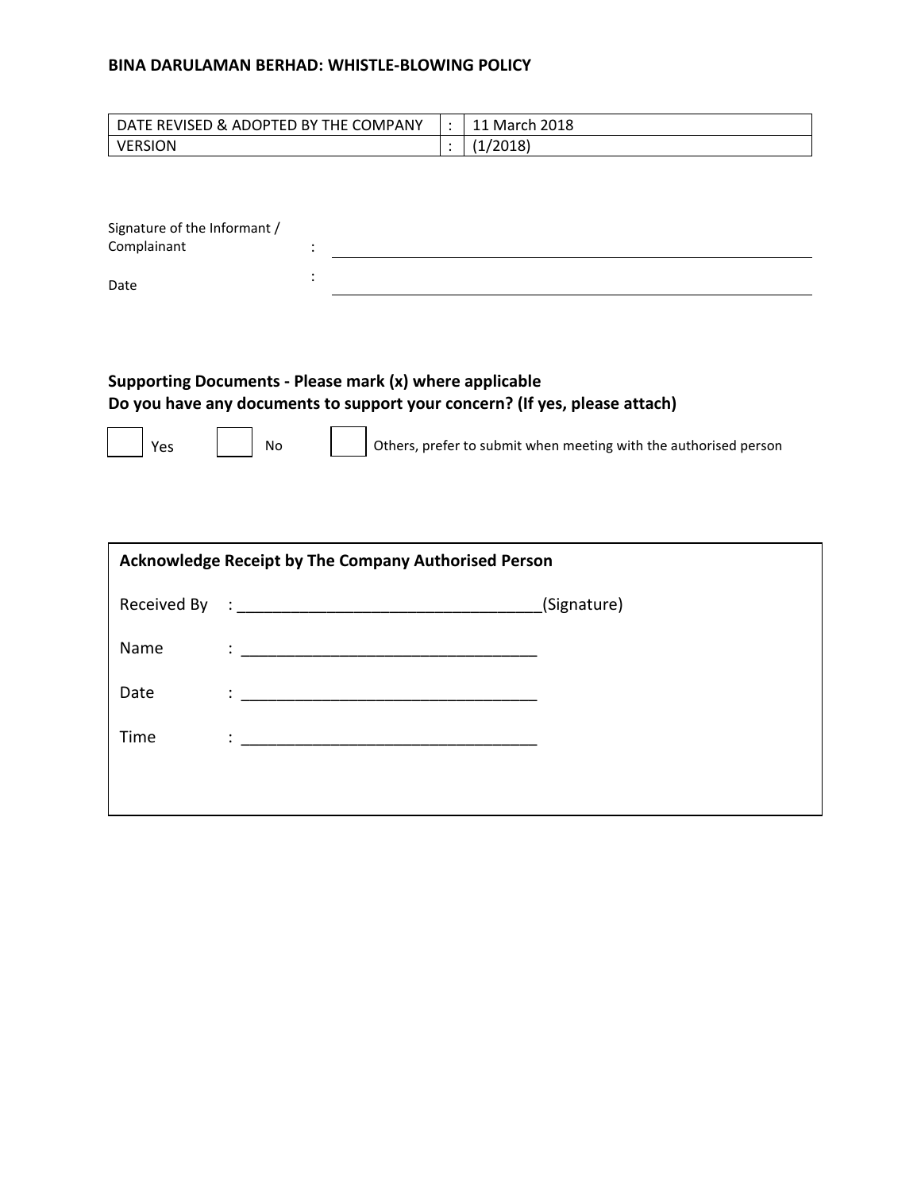| | | |
|---|---|---|
| DATE REVISED & ADOPTED BY THE COMPANY | : | 11 March 2018 |
| VERSION | : | (1/2018) |

Signature of the Informant / Complainant : ____________________

Date : ____________________

**Supporting Documents - Please mark (x) where applicable**
**Do you have any documents to support your concern? (If yes, please attach)**

☐ Yes ☐ No ☐ Others, prefer to submit when meeting with the authorised person

**Acknowledge Receipt by The Company Authorised Person**

Received By : ________________________________(Signature)

Name : ________________________________

Date : ________________________________

Time : ________________________________